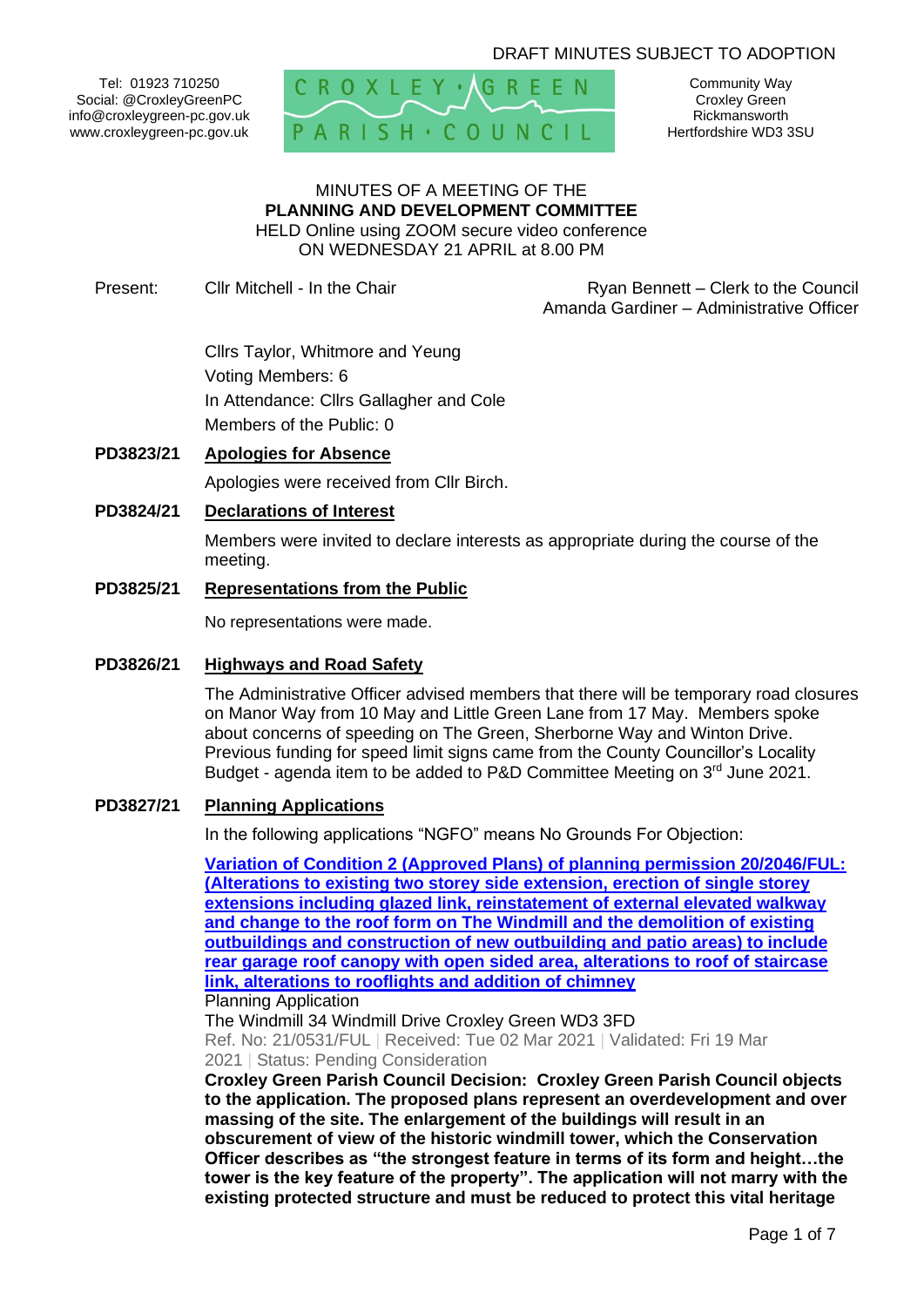DRAFT MINUTES SUBJECT TO ADOPTION

Tel: 01923 710250
Social: @CroxleyGreenPC
info@croxleygreen-pc.gov.uk
www.croxleygreen-pc.gov.uk

CROXLEY · GREEN PARISH · COUNCIL

Community Way
Croxley Green
Rickmansworth
Hertfordshire WD3 3SU

MINUTES OF A MEETING OF THE
**PLANNING AND DEVELOPMENT COMMITTEE**
HELD Online using ZOOM secure video conference
ON WEDNESDAY 21 APRIL at 8.00 PM

Present: Cllr Mitchell - In the Chair

Ryan Bennett – Clerk to the Council
Amanda Gardiner – Administrative Officer

Cllrs Taylor, Whitmore and Yeung
Voting Members: 6
In Attendance: Cllrs Gallagher and Cole
Members of the Public: 0

**PD3823/21 Apologies for Absence**

Apologies were received from Cllr Birch.

**PD3824/21 Declarations of Interest**

Members were invited to declare interests as appropriate during the course of the meeting.

**PD3825/21 Representations from the Public**

No representations were made.

**PD3826/21 Highways and Road Safety**

The Administrative Officer advised members that there will be temporary road closures on Manor Way from 10 May and Little Green Lane from 17 May. Members spoke about concerns of speeding on The Green, Sherborne Way and Winton Drive. Previous funding for speed limit signs came from the County Councillor's Locality Budget - agenda item to be added to P&D Committee Meeting on 3rd June 2021.

**PD3827/21 Planning Applications**

In the following applications "NGFO" means No Grounds For Objection:

**Variation of Condition 2 (Approved Plans) of planning permission 20/2046/FUL: (Alterations to existing two storey side extension, erection of single storey extensions including glazed link, reinstatement of external elevated walkway and change to the roof form on The Windmill and the demolition of existing outbuildings and construction of new outbuilding and patio areas) to include rear garage roof canopy with open sided area, alterations to roof of staircase link, alterations to rooflights and addition of chimney**
Planning Application
The Windmill 34 Windmill Drive Croxley Green WD3 3FD
Ref. No: 21/0531/FUL | Received: Tue 02 Mar 2021 | Validated: Fri 19 Mar 2021 | Status: Pending Consideration
**Croxley Green Parish Council Decision: Croxley Green Parish Council objects to the application. The proposed plans represent an overdevelopment and over massing of the site. The enlargement of the buildings will result in an obscurement of view of the historic windmill tower, which the Conservation Officer describes as "the strongest feature in terms of its form and height…the tower is the key feature of the property". The application will not marry with the existing protected structure and must be reduced to protect this vital heritage**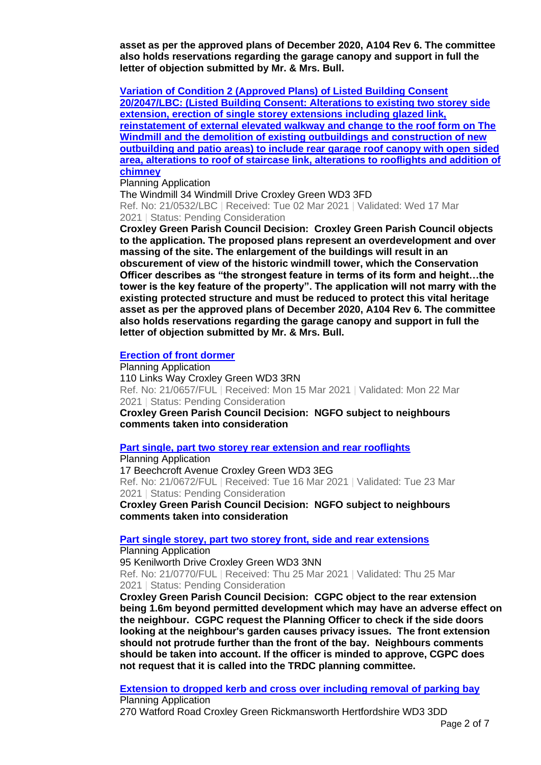**asset as per the approved plans of December 2020, A104 Rev 6. The committee also holds reservations regarding the garage canopy and support in full the letter of objection submitted by Mr. & Mrs. Bull.**

**Variation of Condition 2 (Approved Plans) of Listed Building Consent 20/2047/LBC: (Listed Building Consent: Alterations to existing two storey side extension, erection of single storey extensions including glazed link, reinstatement of external elevated walkway and change to the roof form on The Windmill and the demolition of existing outbuildings and construction of new outbuilding and patio areas) to include rear garage roof canopy with open sided area, alterations to roof of staircase link, alterations to rooflights and addition of chimney**

Planning Application
The Windmill 34 Windmill Drive Croxley Green WD3 3FD
Ref. No: 21/0532/LBC | Received: Tue 02 Mar 2021 | Validated: Wed 17 Mar 2021 | Status: Pending Consideration

**Croxley Green Parish Council Decision: Croxley Green Parish Council objects to the application. The proposed plans represent an overdevelopment and over massing of the site. The enlargement of the buildings will result in an obscurement of view of the historic windmill tower, which the Conservation Officer describes as "the strongest feature in terms of its form and height…the tower is the key feature of the property". The application will not marry with the existing protected structure and must be reduced to protect this vital heritage asset as per the approved plans of December 2020, A104 Rev 6. The committee also holds reservations regarding the garage canopy and support in full the letter of objection submitted by Mr. & Mrs. Bull.**

**Erection of front dormer**

Planning Application
110 Links Way Croxley Green WD3 3RN
Ref. No: 21/0657/FUL | Received: Mon 15 Mar 2021 | Validated: Mon 22 Mar 2021 | Status: Pending Consideration

**Croxley Green Parish Council Decision: NGFO subject to neighbours comments taken into consideration**

**Part single, part two storey rear extension and rear rooflights**

Planning Application
17 Beechcroft Avenue Croxley Green WD3 3EG
Ref. No: 21/0672/FUL | Received: Tue 16 Mar 2021 | Validated: Tue 23 Mar 2021 | Status: Pending Consideration

**Croxley Green Parish Council Decision: NGFO subject to neighbours comments taken into consideration**

**Part single storey, part two storey front, side and rear extensions**

Planning Application
95 Kenilworth Drive Croxley Green WD3 3NN
Ref. No: 21/0770/FUL | Received: Thu 25 Mar 2021 | Validated: Thu 25 Mar 2021 | Status: Pending Consideration

**Croxley Green Parish Council Decision: CGPC object to the rear extension being 1.6m beyond permitted development which may have an adverse effect on the neighbour. CGPC request the Planning Officer to check if the side doors looking at the neighbour's garden causes privacy issues. The front extension should not protrude further than the front of the bay. Neighbours comments should be taken into account. If the officer is minded to approve, CGPC does not request that it is called into the TRDC planning committee.**

**Extension to dropped kerb and cross over including removal of parking bay**

Planning Application
270 Watford Road Croxley Green Rickmansworth Hertfordshire WD3 3DD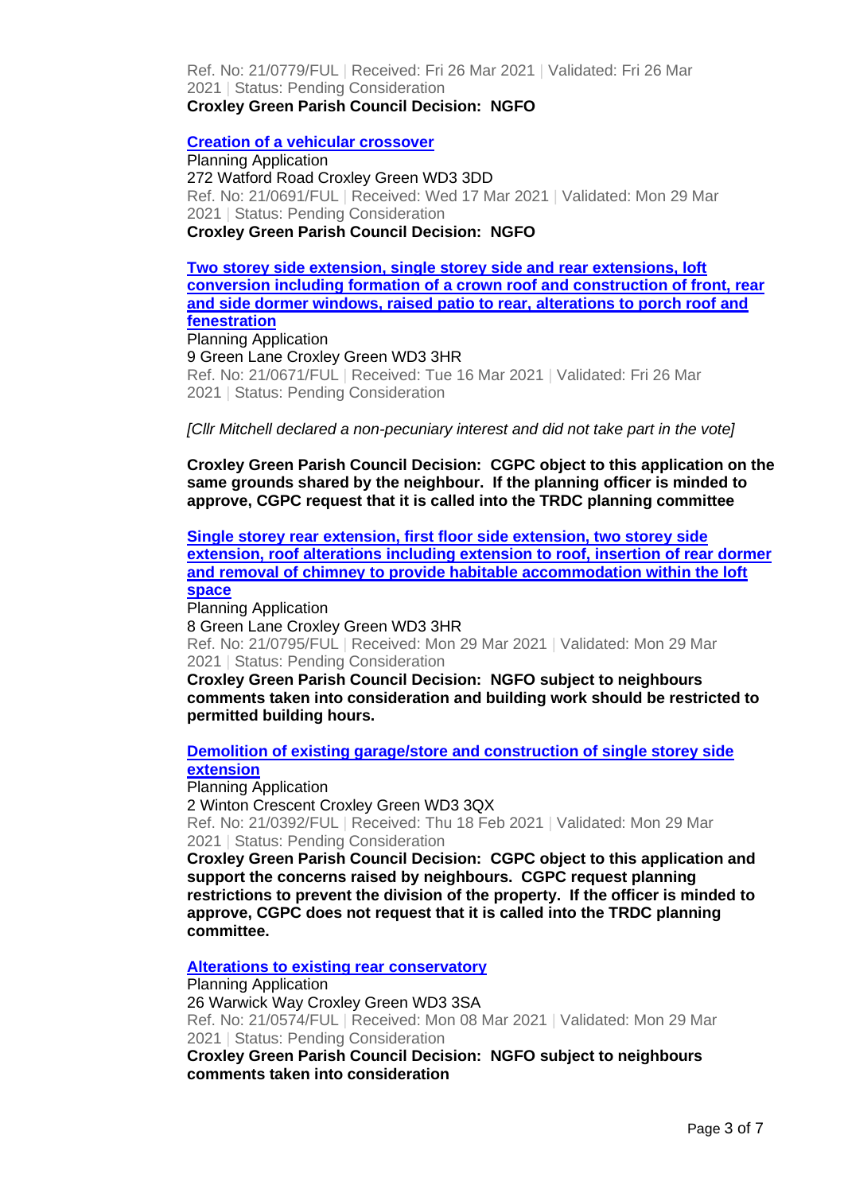Ref. No: 21/0779/FUL | Received: Fri 26 Mar 2021 | Validated: Fri 26 Mar 2021 | Status: Pending Consideration
**Croxley Green Parish Council Decision: NGFO**

**Creation of a vehicular crossover**
Planning Application
272 Watford Road Croxley Green WD3 3DD
Ref. No: 21/0691/FUL | Received: Wed 17 Mar 2021 | Validated: Mon 29 Mar 2021 | Status: Pending Consideration
**Croxley Green Parish Council Decision: NGFO**

**Two storey side extension, single storey side and rear extensions, loft conversion including formation of a crown roof and construction of front, rear and side dormer windows, raised patio to rear, alterations to porch roof and fenestration**
Planning Application
9 Green Lane Croxley Green WD3 3HR
Ref. No: 21/0671/FUL | Received: Tue 16 Mar 2021 | Validated: Fri 26 Mar 2021 | Status: Pending Consideration

*[Cllr Mitchell declared a non-pecuniary interest and did not take part in the vote]*

**Croxley Green Parish Council Decision: CGPC object to this application on the same grounds shared by the neighbour. If the planning officer is minded to approve, CGPC request that it is called into the TRDC planning committee**

**Single storey rear extension, first floor side extension, two storey side extension, roof alterations including extension to roof, insertion of rear dormer and removal of chimney to provide habitable accommodation within the loft space**
Planning Application
8 Green Lane Croxley Green WD3 3HR
Ref. No: 21/0795/FUL | Received: Mon 29 Mar 2021 | Validated: Mon 29 Mar 2021 | Status: Pending Consideration
**Croxley Green Parish Council Decision: NGFO subject to neighbours comments taken into consideration and building work should be restricted to permitted building hours.**

**Demolition of existing garage/store and construction of single storey side extension**
Planning Application
2 Winton Crescent Croxley Green WD3 3QX
Ref. No: 21/0392/FUL | Received: Thu 18 Feb 2021 | Validated: Mon 29 Mar 2021 | Status: Pending Consideration
**Croxley Green Parish Council Decision: CGPC object to this application and support the concerns raised by neighbours. CGPC request planning restrictions to prevent the division of the property. If the officer is minded to approve, CGPC does not request that it is called into the TRDC planning committee.**

**Alterations to existing rear conservatory**
Planning Application
26 Warwick Way Croxley Green WD3 3SA
Ref. No: 21/0574/FUL | Received: Mon 08 Mar 2021 | Validated: Mon 29 Mar 2021 | Status: Pending Consideration
**Croxley Green Parish Council Decision: NGFO subject to neighbours comments taken into consideration**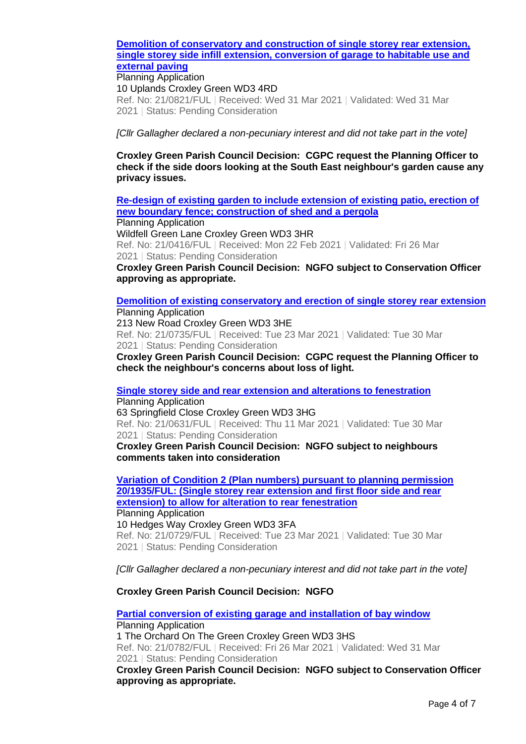**[Demolition of conservatory and construction of single storey rear extension, single storey side infill extension, conversion of garage to habitable use and external paving]**
Planning Application
10 Uplands Croxley Green WD3 4RD
Ref. No: 21/0821/FUL | Received: Wed 31 Mar 2021 | Validated: Wed 31 Mar 2021 | Status: Pending Consideration

*[Cllr Gallagher declared a non-pecuniary interest and did not take part in the vote]*

**Croxley Green Parish Council Decision: CGPC request the Planning Officer to check if the side doors looking at the South East neighbour's garden cause any privacy issues.**

**[Re-design of existing garden to include extension of existing patio, erection of new boundary fence; construction of shed and a pergola]**
Planning Application
Wildfell Green Lane Croxley Green WD3 3HR
Ref. No: 21/0416/FUL | Received: Mon 22 Feb 2021 | Validated: Fri 26 Mar 2021 | Status: Pending Consideration
**Croxley Green Parish Council Decision: NGFO subject to Conservation Officer approving as appropriate.**

**[Demolition of existing conservatory and erection of single storey rear extension]**
Planning Application
213 New Road Croxley Green WD3 3HE
Ref. No: 21/0735/FUL | Received: Tue 23 Mar 2021 | Validated: Tue 30 Mar 2021 | Status: Pending Consideration
**Croxley Green Parish Council Decision: CGPC request the Planning Officer to check the neighbour's concerns about loss of light.**

**[Single storey side and rear extension and alterations to fenestration]**
Planning Application
63 Springfield Close Croxley Green WD3 3HG
Ref. No: 21/0631/FUL | Received: Thu 11 Mar 2021 | Validated: Tue 30 Mar 2021 | Status: Pending Consideration
**Croxley Green Parish Council Decision: NGFO subject to neighbours comments taken into consideration**

**[Variation of Condition 2 (Plan numbers) pursuant to planning permission 20/1935/FUL: (Single storey rear extension and first floor side and rear extension) to allow for alteration to rear fenestration]**
Planning Application
10 Hedges Way Croxley Green WD3 3FA
Ref. No: 21/0729/FUL | Received: Tue 23 Mar 2021 | Validated: Tue 30 Mar 2021 | Status: Pending Consideration

*[Cllr Gallagher declared a non-pecuniary interest and did not take part in the vote]*

**Croxley Green Parish Council Decision: NGFO**

**[Partial conversion of existing garage and installation of bay window]**
Planning Application
1 The Orchard On The Green Croxley Green WD3 3HS
Ref. No: 21/0782/FUL | Received: Fri 26 Mar 2021 | Validated: Wed 31 Mar 2021 | Status: Pending Consideration
**Croxley Green Parish Council Decision: NGFO subject to Conservation Officer approving as appropriate.**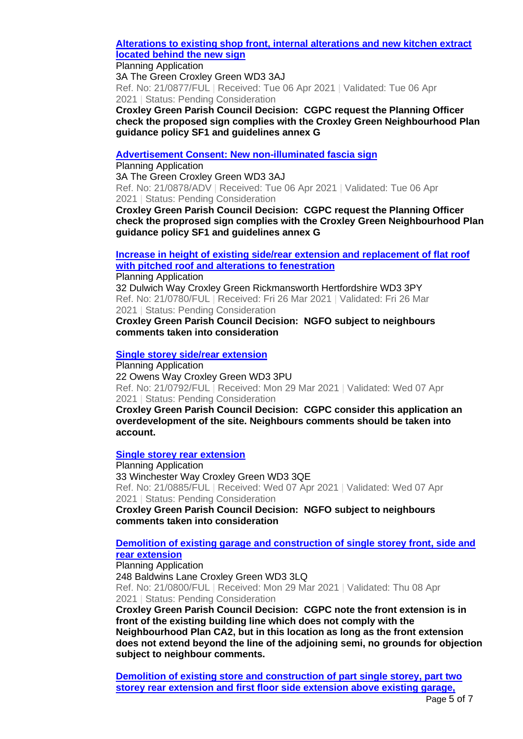**Alterations to existing shop front, internal alterations and new kitchen extract located behind the new sign**

Planning Application
3A The Green Croxley Green WD3 3AJ
Ref. No: 21/0877/FUL | Received: Tue 06 Apr 2021 | Validated: Tue 06 Apr 2021 | Status: Pending Consideration
**Croxley Green Parish Council Decision: CGPC request the Planning Officer check the proposed sign complies with the Croxley Green Neighbourhood Plan guidance policy SF1 and guidelines annex G**

**Advertisement Consent: New non-illuminated fascia sign**

Planning Application
3A The Green Croxley Green WD3 3AJ
Ref. No: 21/0878/ADV | Received: Tue 06 Apr 2021 | Validated: Tue 06 Apr 2021 | Status: Pending Consideration
**Croxley Green Parish Council Decision: CGPC request the Planning Officer check the proprosed sign complies with the Croxley Green Neighbourhood Plan guidance policy SF1 and guidelines annex G**

**Increase in height of existing side/rear extension and replacement of flat roof with pitched roof and alterations to fenestration**

Planning Application
32 Dulwich Way Croxley Green Rickmansworth Hertfordshire WD3 3PY
Ref. No: 21/0780/FUL | Received: Fri 26 Mar 2021 | Validated: Fri 26 Mar 2021 | Status: Pending Consideration
**Croxley Green Parish Council Decision: NGFO subject to neighbours comments taken into consideration**

**Single storey side/rear extension**

Planning Application
22 Owens Way Croxley Green WD3 3PU
Ref. No: 21/0792/FUL | Received: Mon 29 Mar 2021 | Validated: Wed 07 Apr 2021 | Status: Pending Consideration
**Croxley Green Parish Council Decision: CGPC consider this application an overdevelopment of the site. Neighbours comments should be taken into account.**

**Single storey rear extension**

Planning Application
33 Winchester Way Croxley Green WD3 3QE
Ref. No: 21/0885/FUL | Received: Wed 07 Apr 2021 | Validated: Wed 07 Apr 2021 | Status: Pending Consideration
**Croxley Green Parish Council Decision: NGFO subject to neighbours comments taken into consideration**

**Demolition of existing garage and construction of single storey front, side and rear extension**

Planning Application
248 Baldwins Lane Croxley Green WD3 3LQ
Ref. No: 21/0800/FUL | Received: Mon 29 Mar 2021 | Validated: Thu 08 Apr 2021 | Status: Pending Consideration
**Croxley Green Parish Council Decision: CGPC note the front extension is in front of the existing building line which does not comply with the Neighbourhood Plan CA2, but in this location as long as the front extension does not extend beyond the line of the adjoining semi, no grounds for objection subject to neighbour comments.**

**Demolition of existing store and construction of part single storey, part two storey rear extension and first floor side extension above existing garage,**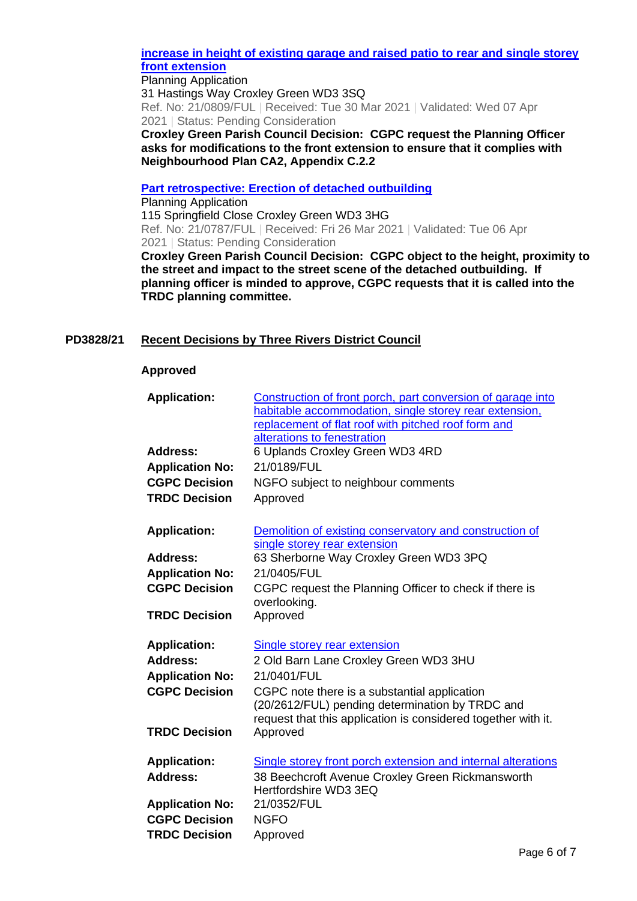**increase in height of existing garage and raised patio to rear and single storey front extension**

Planning Application
31 Hastings Way Croxley Green WD3 3SQ
Ref. No: 21/0809/FUL | Received: Tue 30 Mar 2021 | Validated: Wed 07 Apr 2021 | Status: Pending Consideration

**Croxley Green Parish Council Decision: CGPC request the Planning Officer asks for modifications to the front extension to ensure that it complies with Neighbourhood Plan CA2, Appendix C.2.2**

**Part retrospective: Erection of detached outbuilding**

Planning Application
115 Springfield Close Croxley Green WD3 3HG
Ref. No: 21/0787/FUL | Received: Fri 26 Mar 2021 | Validated: Tue 06 Apr 2021 | Status: Pending Consideration

**Croxley Green Parish Council Decision: CGPC object to the height, proximity to the street and impact to the street scene of the detached outbuilding. If planning officer is minded to approve, CGPC requests that it is called into the TRDC planning committee.**

## PD3828/21 Recent Decisions by Three Rivers District Council

**Approved**

| | |
|---|---|
| **Application:** | Construction of front porch, part conversion of garage into habitable accommodation, single storey rear extension, replacement of flat roof with pitched roof form and alterations to fenestration |
| **Address:** | 6 Uplands Croxley Green WD3 4RD |
| **Application No:** | 21/0189/FUL |
| **CGPC Decision** | NGFO subject to neighbour comments |
| **TRDC Decision** | Approved |

| | |
|---|---|
| **Application:** | Demolition of existing conservatory and construction of single storey rear extension |
| **Address:** | 63 Sherborne Way Croxley Green WD3 3PQ |
| **Application No:** | 21/0405/FUL |
| **CGPC Decision** | CGPC request the Planning Officer to check if there is overlooking. |
| **TRDC Decision** | Approved |

| | |
|---|---|
| **Application:** | Single storey rear extension |
| **Address:** | 2 Old Barn Lane Croxley Green WD3 3HU |
| **Application No:** | 21/0401/FUL |
| **CGPC Decision** | CGPC note there is a substantial application (20/2612/FUL) pending determination by TRDC and request that this application is considered together with it. |
| **TRDC Decision** | Approved |

| | |
|---|---|
| **Application:** | Single storey front porch extension and internal alterations |
| **Address:** | 38 Beechcroft Avenue Croxley Green Rickmansworth Hertfordshire WD3 3EQ |
| **Application No:** | 21/0352/FUL |
| **CGPC Decision** | NGFO |
| **TRDC Decision** | Approved |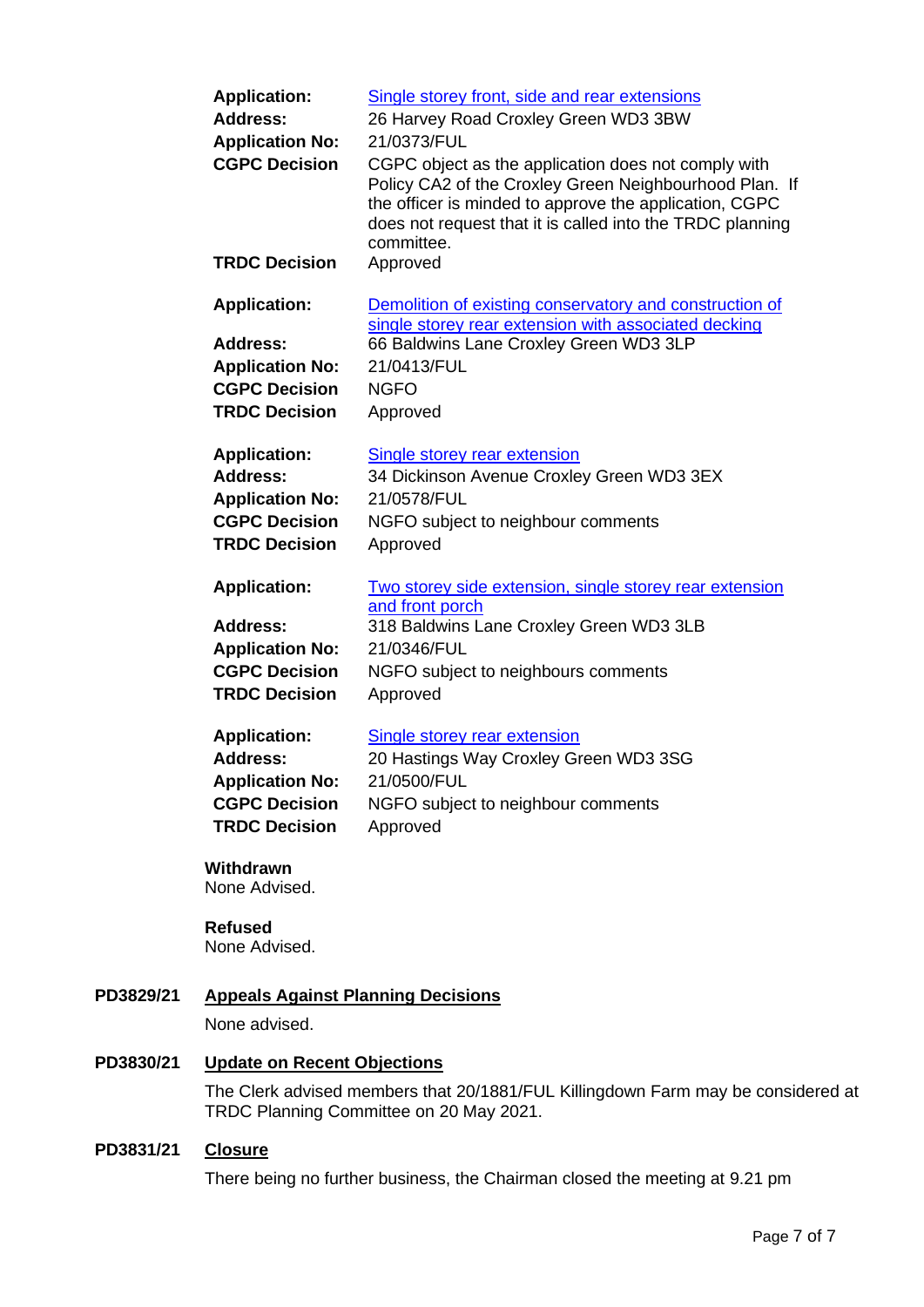**Application:** Single storey front, side and rear extensions
**Address:** 26 Harvey Road Croxley Green WD3 3BW
**Application No:** 21/0373/FUL
**CGPC Decision** CGPC object as the application does not comply with Policy CA2 of the Croxley Green Neighbourhood Plan. If the officer is minded to approve the application, CGPC does not request that it is called into the TRDC planning committee.
**TRDC Decision** Approved

**Application:** Demolition of existing conservatory and construction of single storey rear extension with associated decking
**Address:** 66 Baldwins Lane Croxley Green WD3 3LP
**Application No:** 21/0413/FUL
**CGPC Decision** NGFO
**TRDC Decision** Approved

**Application:** Single storey rear extension
**Address:** 34 Dickinson Avenue Croxley Green WD3 3EX
**Application No:** 21/0578/FUL
**CGPC Decision** NGFO subject to neighbour comments
**TRDC Decision** Approved

**Application:** Two storey side extension, single storey rear extension and front porch
**Address:** 318 Baldwins Lane Croxley Green WD3 3LB
**Application No:** 21/0346/FUL
**CGPC Decision** NGFO subject to neighbours comments
**TRDC Decision** Approved

**Application:** Single storey rear extension
**Address:** 20 Hastings Way Croxley Green WD3 3SG
**Application No:** 21/0500/FUL
**CGPC Decision** NGFO subject to neighbour comments
**TRDC Decision** Approved

**Withdrawn**
None Advised.

**Refused**
None Advised.

**PD3829/21** **Appeals Against Planning Decisions**

None advised.

**PD3830/21** **Update on Recent Objections**

The Clerk advised members that 20/1881/FUL Killingdown Farm may be considered at TRDC Planning Committee on 20 May 2021.

**PD3831/21** **Closure**

There being no further business, the Chairman closed the meeting at 9.21 pm